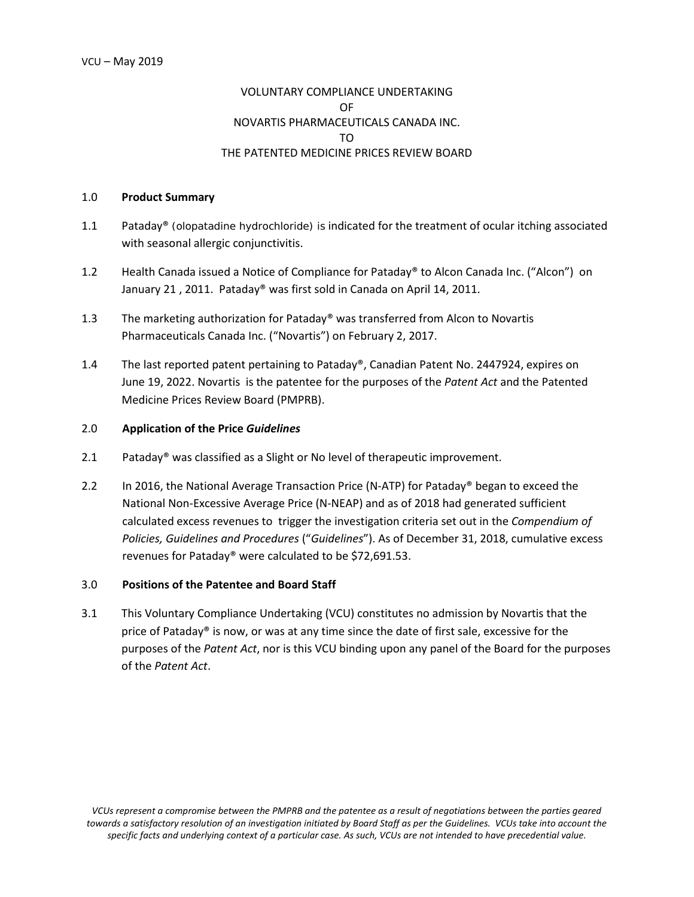VCU – May 2019

VOLUNTARY COMPLIANCE UNDERTAKING
OF
NOVARTIS PHARMACEUTICALS CANADA INC.
TO
THE PATENTED MEDICINE PRICES REVIEW BOARD

## 1.0 **Product Summary**

1.1 Pataday® (olopatadine hydrochloride) is indicated for the treatment of ocular itching associated with seasonal allergic conjunctivitis.

1.2 Health Canada issued a Notice of Compliance for Pataday® to Alcon Canada Inc. ("Alcon") on January 21 , 2011. Pataday® was first sold in Canada on April 14, 2011.

1.3 The marketing authorization for Pataday® was transferred from Alcon to Novartis Pharmaceuticals Canada Inc. ("Novartis") on February 2, 2017.

1.4 The last reported patent pertaining to Pataday®, Canadian Patent No. 2447924, expires on June 19, 2022. Novartis is the patentee for the purposes of the *Patent Act* and the Patented Medicine Prices Review Board (PMPRB).

## 2.0 **Application of the Price *Guidelines***

2.1 Pataday® was classified as a Slight or No level of therapeutic improvement.

2.2 In 2016, the National Average Transaction Price (N-ATP) for Pataday® began to exceed the National Non-Excessive Average Price (N-NEAP) and as of 2018 had generated sufficient calculated excess revenues to trigger the investigation criteria set out in the *Compendium of Policies, Guidelines and Procedures* ("*Guidelines*"). As of December 31, 2018, cumulative excess revenues for Pataday® were calculated to be $72,691.53.

## 3.0 **Positions of the Patentee and Board Staff**

3.1 This Voluntary Compliance Undertaking (VCU) constitutes no admission by Novartis that the price of Pataday® is now, or was at any time since the date of first sale, excessive for the purposes of the *Patent Act*, nor is this VCU binding upon any panel of the Board for the purposes of the *Patent Act*.

*VCUs represent a compromise between the PMPRB and the patentee as a result of negotiations between the parties geared towards a satisfactory resolution of an investigation initiated by Board Staff as per the Guidelines. VCUs take into account the specific facts and underlying context of a particular case. As such, VCUs are not intended to have precedential value.*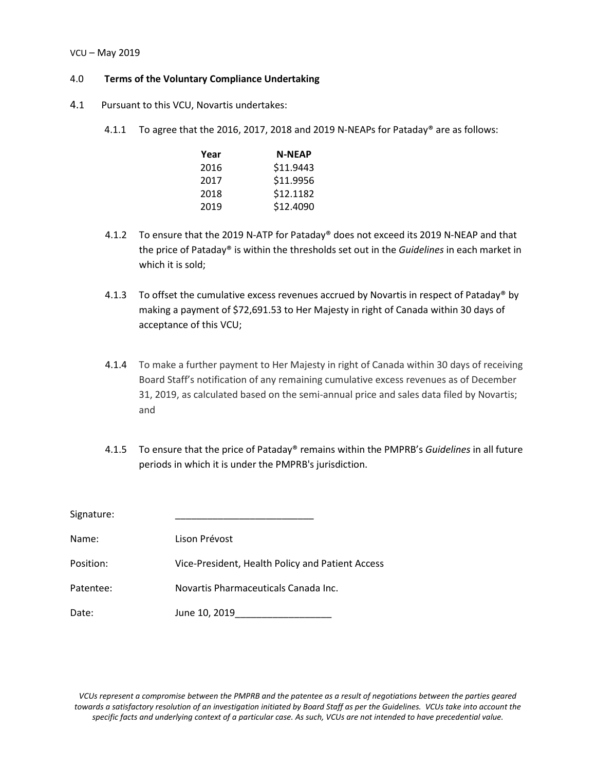## 4.0 Terms of the Voluntary Compliance Undertaking

4.1 Pursuant to this VCU, Novartis undertakes:

4.1.1 To agree that the 2016, 2017, 2018 and 2019 N-NEAPs for Pataday® are as follows:

| Year | N-NEAP |
|---|---|
| 2016 | $11.9443 |
| 2017 | $11.9956 |
| 2018 | $12.1182 |
| 2019 | $12.4090 |

4.1.2 To ensure that the 2019 N-ATP for Pataday® does not exceed its 2019 N-NEAP and that the price of Pataday® is within the thresholds set out in the *Guidelines* in each market in which it is sold;

4.1.3 To offset the cumulative excess revenues accrued by Novartis in respect of Pataday® by making a payment of $72,691.53 to Her Majesty in right of Canada within 30 days of acceptance of this VCU;

4.1.4 To make a further payment to Her Majesty in right of Canada within 30 days of receiving Board Staff's notification of any remaining cumulative excess revenues as of December 31, 2019, as calculated based on the semi-annual price and sales data filed by Novartis; and

4.1.5 To ensure that the price of Pataday® remains within the PMPRB's *Guidelines* in all future periods in which it is under the PMPRB's jurisdiction.

Signature: __________________________

Name: Lison Prévost

Position: Vice-President, Health Policy and Patient Access

Patentee: Novartis Pharmaceuticals Canada Inc.

Date: June 10, 2019__________________

*VCUs represent a compromise between the PMPRB and the patentee as a result of negotiations between the parties geared towards a satisfactory resolution of an investigation initiated by Board Staff as per the Guidelines. VCUs take into account the specific facts and underlying context of a particular case. As such, VCUs are not intended to have precedential value.*